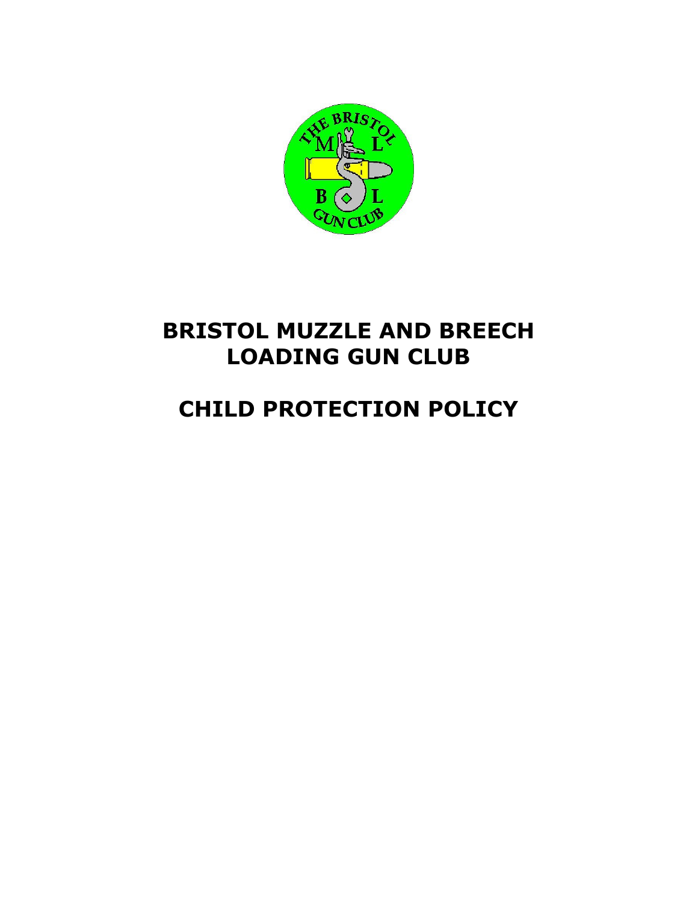# BRISTOL MUZZLE AND BREECH LOADING GUN CLUB

# CHILD PROTECTION POLICY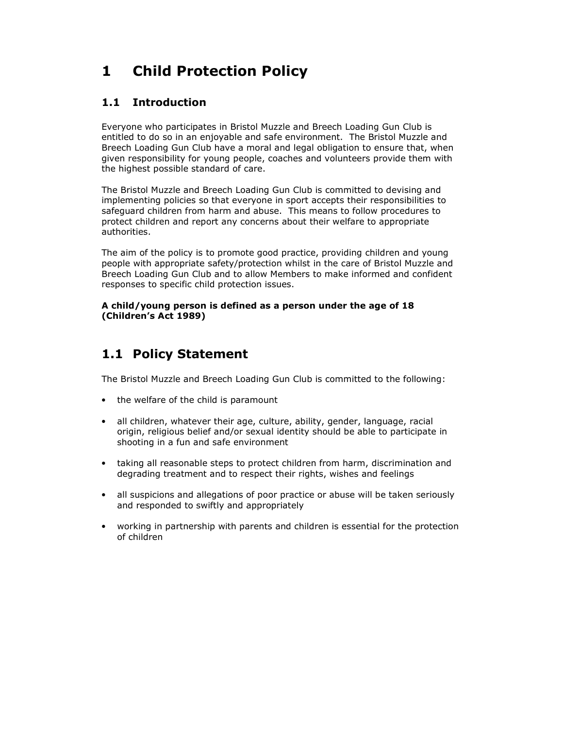# 1 Child Protection Policy

## 1.1 Introduction

Everyone who participates in Bristol Muzzle and Breech Loading Gun Club is entitled to do so in an enjoyable and safe environment. The Bristol Muzzle and Breech Loading Gun Club have a moral and legal obligation to ensure that, when given responsibility for young people, coaches and volunteers provide them with the highest possible standard of care.

The Bristol Muzzle and Breech Loading Gun Club is committed to devising and implementing policies so that everyone in sport accepts their responsibilities to safeguard children from harm and abuse. This means to follow procedures to protect children and report any concerns about their welfare to appropriate authorities.

The aim of the policy is to promote good practice, providing children and young people with appropriate safety/protection whilst in the care of Bristol Muzzle and Breech Loading Gun Club and to allow Members to make informed and confident responses to specific child protection issues.

**A child/young person is defined as a person under the age of 18 (Children's Act 1989)**

## 1.1 Policy Statement

The Bristol Muzzle and Breech Loading Gun Club is committed to the following:

- the welfare of the child is paramount
- all children, whatever their age, culture, ability, gender, language, racial origin, religious belief and/or sexual identity should be able to participate in shooting in a fun and safe environment
- taking all reasonable steps to protect children from harm, discrimination and degrading treatment and to respect their rights, wishes and feelings
- all suspicions and allegations of poor practice or abuse will be taken seriously and responded to swiftly and appropriately
- working in partnership with parents and children is essential for the protection of children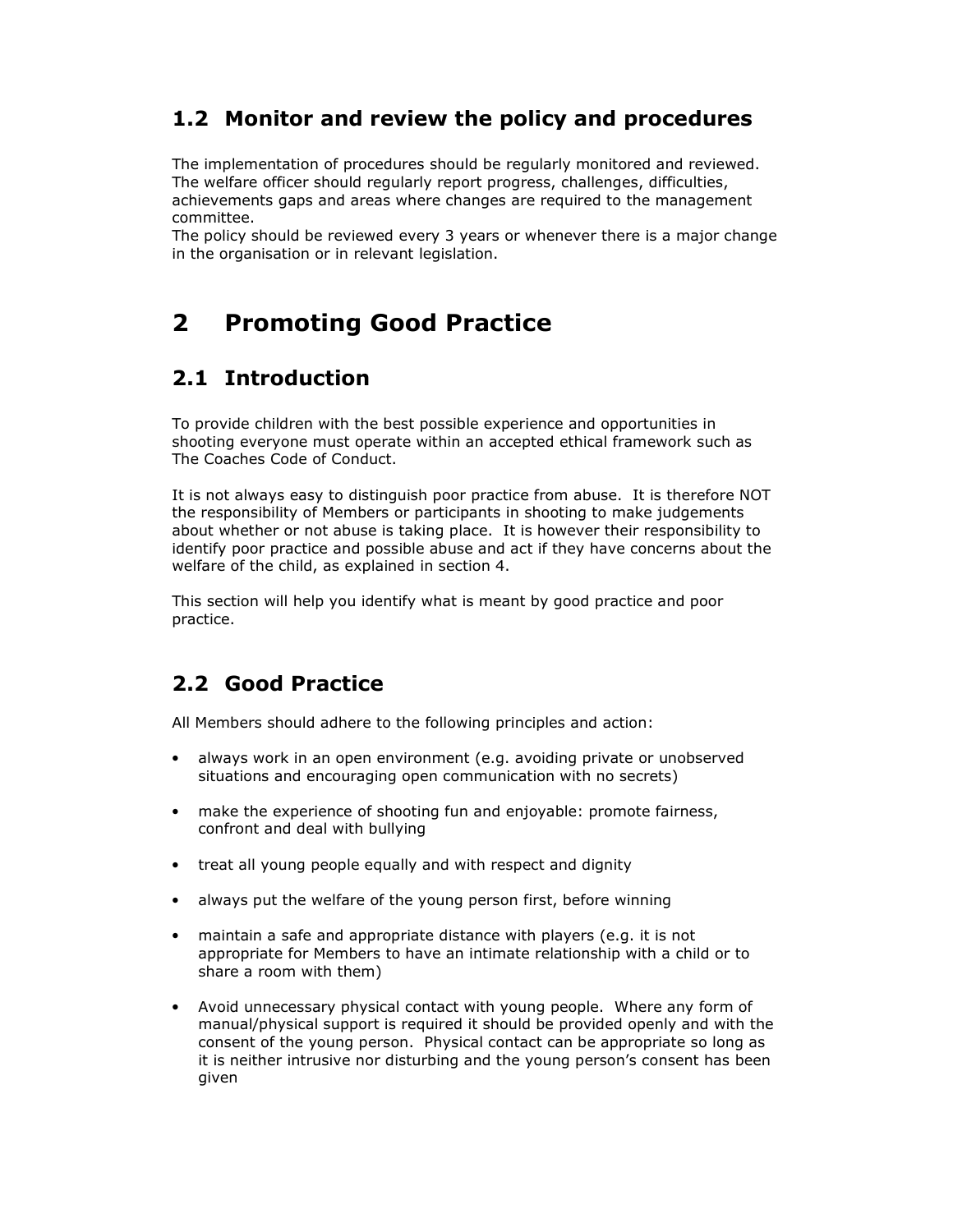## 1.2 Monitor and review the policy and procedures

The implementation of procedures should be regularly monitored and reviewed. The welfare officer should regularly report progress, challenges, difficulties, achievements gaps and areas where changes are required to the management committee.
The policy should be reviewed every 3 years or whenever there is a major change in the organisation or in relevant legislation.

# 2 Promoting Good Practice

## 2.1 Introduction

To provide children with the best possible experience and opportunities in shooting everyone must operate within an accepted ethical framework such as The Coaches Code of Conduct.

It is not always easy to distinguish poor practice from abuse. It is therefore NOT the responsibility of Members or participants in shooting to make judgements about whether or not abuse is taking place. It is however their responsibility to identify poor practice and possible abuse and act if they have concerns about the welfare of the child, as explained in section 4.

This section will help you identify what is meant by good practice and poor practice.

## 2.2 Good Practice

All Members should adhere to the following principles and action:

- always work in an open environment (e.g. avoiding private or unobserved situations and encouraging open communication with no secrets)
- make the experience of shooting fun and enjoyable: promote fairness, confront and deal with bullying
- treat all young people equally and with respect and dignity
- always put the welfare of the young person first, before winning
- maintain a safe and appropriate distance with players (e.g. it is not appropriate for Members to have an intimate relationship with a child or to share a room with them)
- Avoid unnecessary physical contact with young people. Where any form of manual/physical support is required it should be provided openly and with the consent of the young person. Physical contact can be appropriate so long as it is neither intrusive nor disturbing and the young person's consent has been given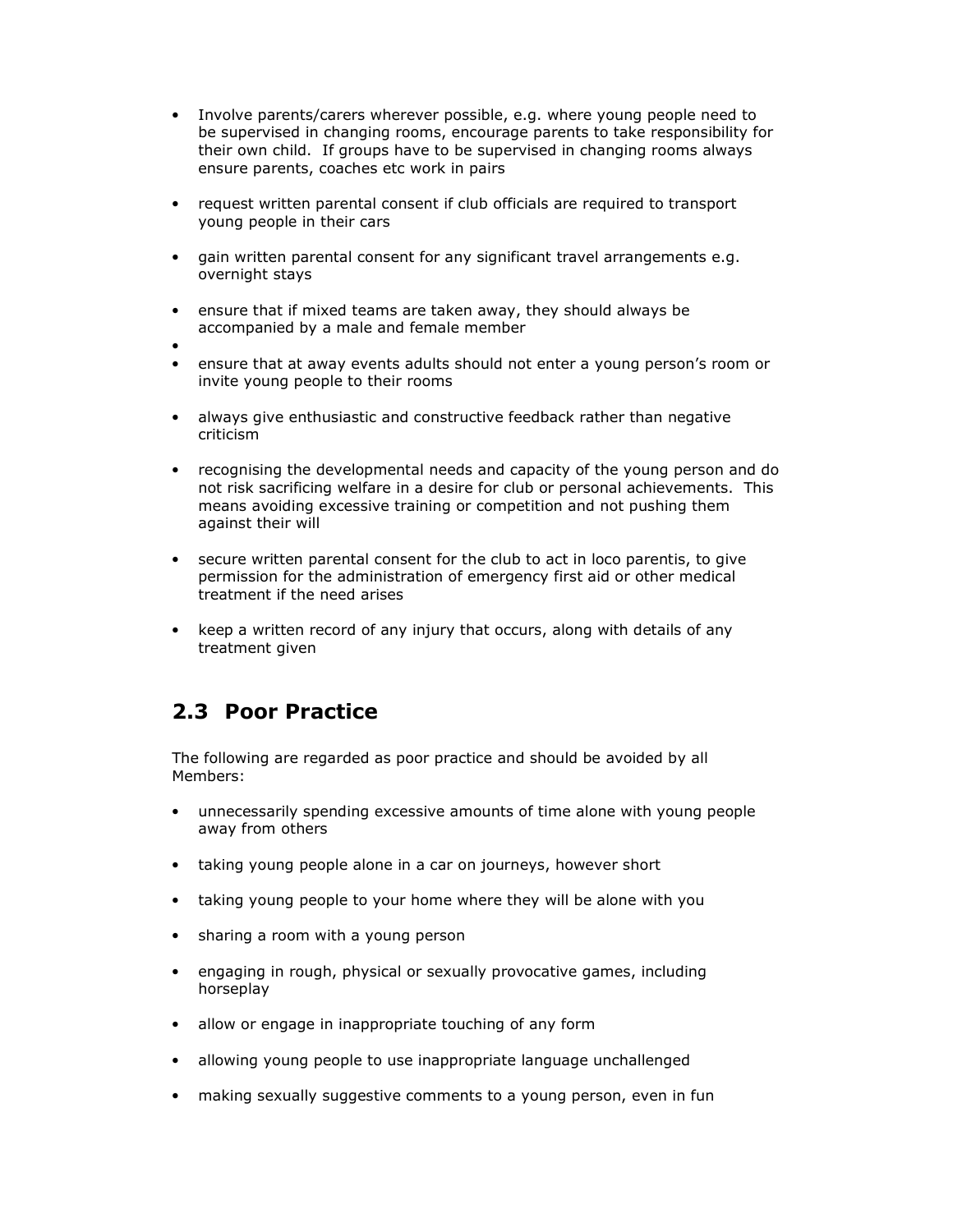- Involve parents/carers wherever possible, e.g. where young people need to be supervised in changing rooms, encourage parents to take responsibility for their own child. If groups have to be supervised in changing rooms always ensure parents, coaches etc work in pairs
- request written parental consent if club officials are required to transport young people in their cars
- gain written parental consent for any significant travel arrangements e.g. overnight stays
- ensure that if mixed teams are taken away, they should always be accompanied by a male and female member
- 
- ensure that at away events adults should not enter a young person's room or invite young people to their rooms
- always give enthusiastic and constructive feedback rather than negative criticism
- recognising the developmental needs and capacity of the young person and do not risk sacrificing welfare in a desire for club or personal achievements. This means avoiding excessive training or competition and not pushing them against their will
- secure written parental consent for the club to act in loco parentis, to give permission for the administration of emergency first aid or other medical treatment if the need arises
- keep a written record of any injury that occurs, along with details of any treatment given

## 2.3 Poor Practice

The following are regarded as poor practice and should be avoided by all Members:

- unnecessarily spending excessive amounts of time alone with young people away from others
- taking young people alone in a car on journeys, however short
- taking young people to your home where they will be alone with you
- sharing a room with a young person
- engaging in rough, physical or sexually provocative games, including horseplay
- allow or engage in inappropriate touching of any form
- allowing young people to use inappropriate language unchallenged
- making sexually suggestive comments to a young person, even in fun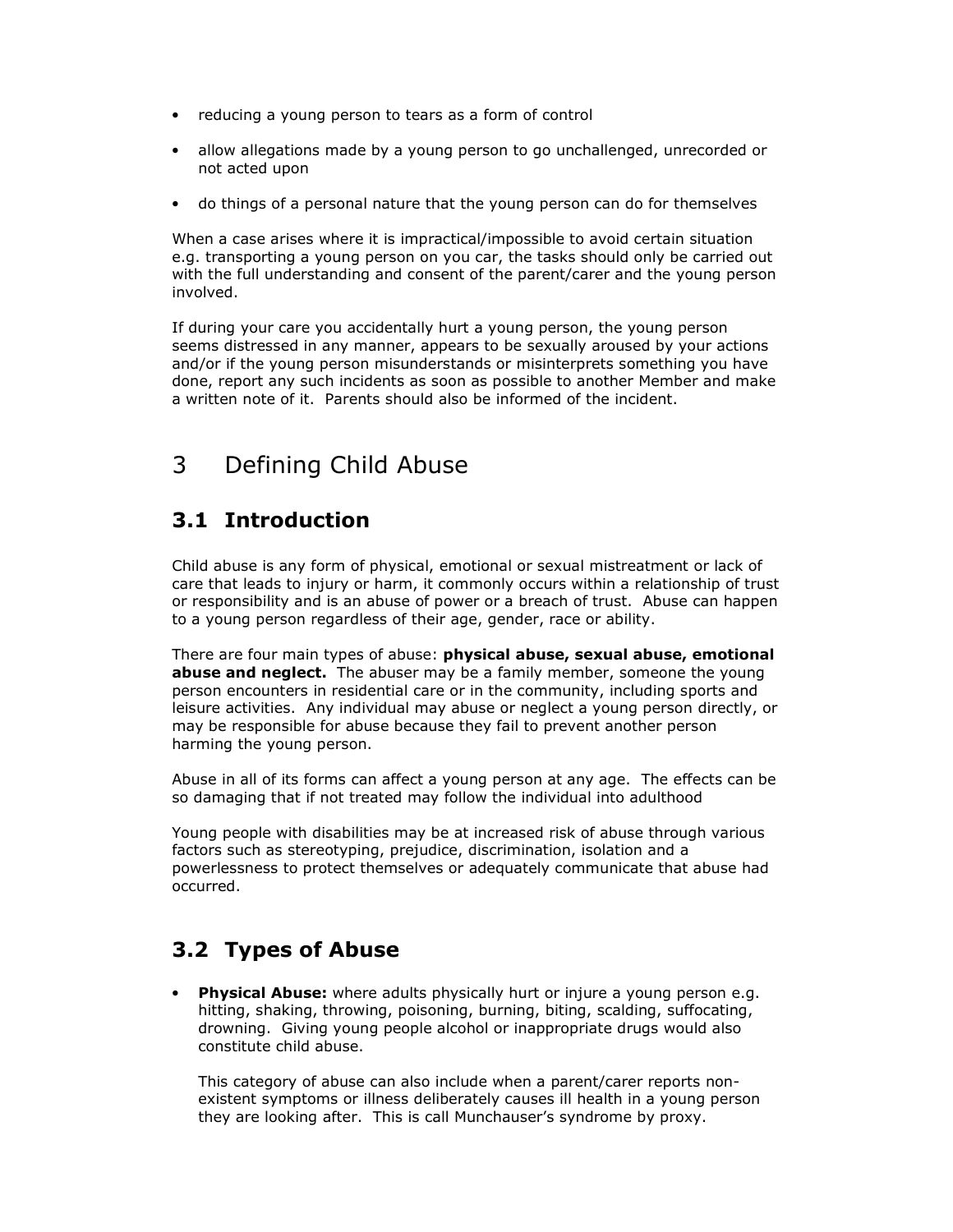- reducing a young person to tears as a form of control
- allow allegations made by a young person to go unchallenged, unrecorded or not acted upon
- do things of a personal nature that the young person can do for themselves

When a case arises where it is impractical/impossible to avoid certain situation e.g. transporting a young person on you car, the tasks should only be carried out with the full understanding and consent of the parent/carer and the young person involved.

If during your care you accidentally hurt a young person, the young person seems distressed in any manner, appears to be sexually aroused by your actions and/or if the young person misunderstands or misinterprets something you have done, report any such incidents as soon as possible to another Member and make a written note of it. Parents should also be informed of the incident.

# 3 Defining Child Abuse

## 3.1 Introduction

Child abuse is any form of physical, emotional or sexual mistreatment or lack of care that leads to injury or harm, it commonly occurs within a relationship of trust or responsibility and is an abuse of power or a breach of trust. Abuse can happen to a young person regardless of their age, gender, race or ability.

There are four main types of abuse: **physical abuse, sexual abuse, emotional abuse and neglect.** The abuser may be a family member, someone the young person encounters in residential care or in the community, including sports and leisure activities. Any individual may abuse or neglect a young person directly, or may be responsible for abuse because they fail to prevent another person harming the young person.

Abuse in all of its forms can affect a young person at any age. The effects can be so damaging that if not treated may follow the individual into adulthood

Young people with disabilities may be at increased risk of abuse through various factors such as stereotyping, prejudice, discrimination, isolation and a powerlessness to protect themselves or adequately communicate that abuse had occurred.

## 3.2 Types of Abuse

- **Physical Abuse:** where adults physically hurt or injure a young person e.g. hitting, shaking, throwing, poisoning, burning, biting, scalding, suffocating, drowning. Giving young people alcohol or inappropriate drugs would also constitute child abuse.

  This category of abuse can also include when a parent/carer reports non-existent symptoms or illness deliberately causes ill health in a young person they are looking after. This is call Munchauser's syndrome by proxy.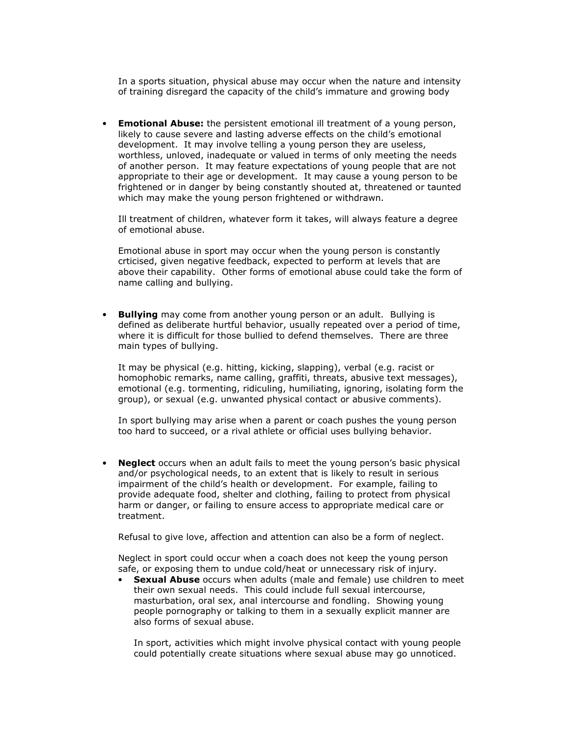In a sports situation, physical abuse may occur when the nature and intensity of training disregard the capacity of the child's immature and growing body

- **Emotional Abuse:** the persistent emotional ill treatment of a young person, likely to cause severe and lasting adverse effects on the child's emotional development. It may involve telling a young person they are useless, worthless, unloved, inadequate or valued in terms of only meeting the needs of another person. It may feature expectations of young people that are not appropriate to their age or development. It may cause a young person to be frightened or in danger by being constantly shouted at, threatened or taunted which may make the young person frightened or withdrawn.

  Ill treatment of children, whatever form it takes, will always feature a degree of emotional abuse.

  Emotional abuse in sport may occur when the young person is constantly crticised, given negative feedback, expected to perform at levels that are above their capability. Other forms of emotional abuse could take the form of name calling and bullying.

- **Bullying** may come from another young person or an adult. Bullying is defined as deliberate hurtful behavior, usually repeated over a period of time, where it is difficult for those bullied to defend themselves. There are three main types of bullying.

  It may be physical (e.g. hitting, kicking, slapping), verbal (e.g. racist or homophobic remarks, name calling, graffiti, threats, abusive text messages), emotional (e.g. tormenting, ridiculing, humiliating, ignoring, isolating form the group), or sexual (e.g. unwanted physical contact or abusive comments).

  In sport bullying may arise when a parent or coach pushes the young person too hard to succeed, or a rival athlete or official uses bullying behavior.

- **Neglect** occurs when an adult fails to meet the young person's basic physical and/or psychological needs, to an extent that is likely to result in serious impairment of the child's health or development. For example, failing to provide adequate food, shelter and clothing, failing to protect from physical harm or danger, or failing to ensure access to appropriate medical care or treatment.

  Refusal to give love, affection and attention can also be a form of neglect.

  Neglect in sport could occur when a coach does not keep the young person safe, or exposing them to undue cold/heat or unnecessary risk of injury.

  - **Sexual Abuse** occurs when adults (male and female) use children to meet their own sexual needs. This could include full sexual intercourse, masturbation, oral sex, anal intercourse and fondling. Showing young people pornography or talking to them in a sexually explicit manner are also forms of sexual abuse.

    In sport, activities which might involve physical contact with young people could potentially create situations where sexual abuse may go unnoticed.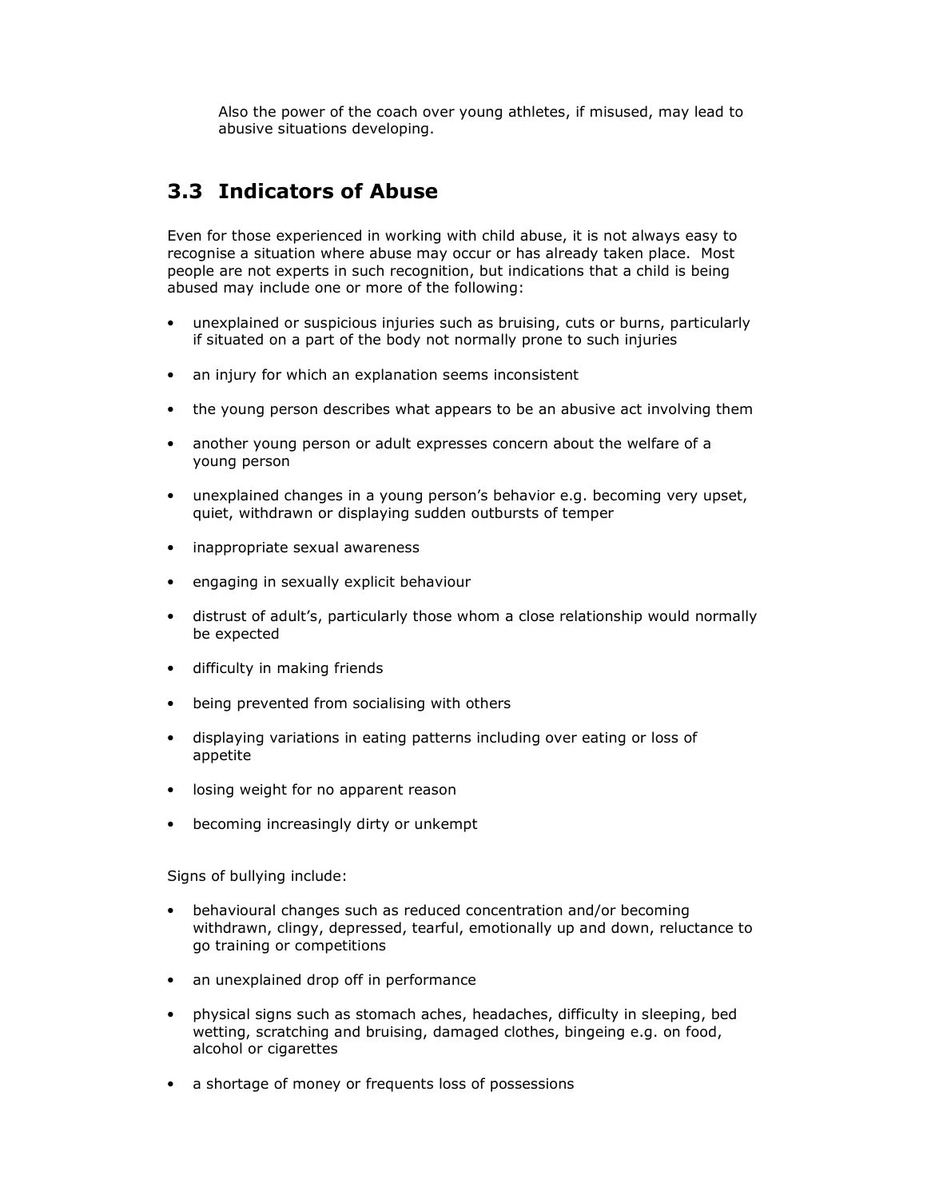Also the power of the coach over young athletes, if misused, may lead to abusive situations developing.

## 3.3 Indicators of Abuse

Even for those experienced in working with child abuse, it is not always easy to recognise a situation where abuse may occur or has already taken place. Most people are not experts in such recognition, but indications that a child is being abused may include one or more of the following:

- unexplained or suspicious injuries such as bruising, cuts or burns, particularly if situated on a part of the body not normally prone to such injuries
- an injury for which an explanation seems inconsistent
- the young person describes what appears to be an abusive act involving them
- another young person or adult expresses concern about the welfare of a young person
- unexplained changes in a young person's behavior e.g. becoming very upset, quiet, withdrawn or displaying sudden outbursts of temper
- inappropriate sexual awareness
- engaging in sexually explicit behaviour
- distrust of adult's, particularly those whom a close relationship would normally be expected
- difficulty in making friends
- being prevented from socialising with others
- displaying variations in eating patterns including over eating or loss of appetite
- losing weight for no apparent reason
- becoming increasingly dirty or unkempt

Signs of bullying include:

- behavioural changes such as reduced concentration and/or becoming withdrawn, clingy, depressed, tearful, emotionally up and down, reluctance to go training or competitions
- an unexplained drop off in performance
- physical signs such as stomach aches, headaches, difficulty in sleeping, bed wetting, scratching and bruising, damaged clothes, bingeing e.g. on food, alcohol or cigarettes
- a shortage of money or frequents loss of possessions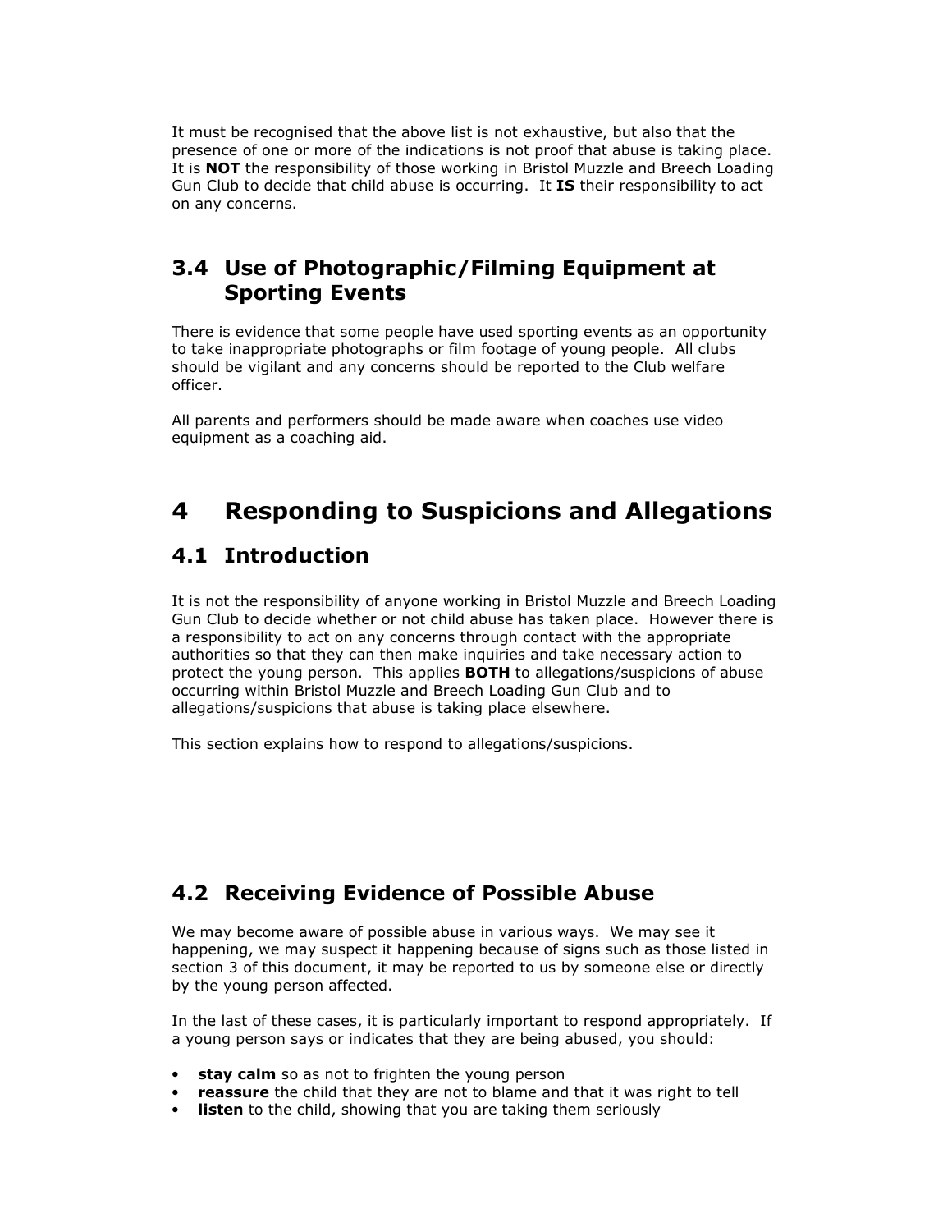It must be recognised that the above list is not exhaustive, but also that the presence of one or more of the indications is not proof that abuse is taking place. It is **NOT** the responsibility of those working in Bristol Muzzle and Breech Loading Gun Club to decide that child abuse is occurring. It **IS** their responsibility to act on any concerns.

## 3.4 Use of Photographic/Filming Equipment at Sporting Events

There is evidence that some people have used sporting events as an opportunity to take inappropriate photographs or film footage of young people. All clubs should be vigilant and any concerns should be reported to the Club welfare officer.

All parents and performers should be made aware when coaches use video equipment as a coaching aid.

# 4 Responding to Suspicions and Allegations

## 4.1 Introduction

It is not the responsibility of anyone working in Bristol Muzzle and Breech Loading Gun Club to decide whether or not child abuse has taken place. However there is a responsibility to act on any concerns through contact with the appropriate authorities so that they can then make inquiries and take necessary action to protect the young person. This applies **BOTH** to allegations/suspicions of abuse occurring within Bristol Muzzle and Breech Loading Gun Club and to allegations/suspicions that abuse is taking place elsewhere.

This section explains how to respond to allegations/suspicions.

## 4.2 Receiving Evidence of Possible Abuse

We may become aware of possible abuse in various ways. We may see it happening, we may suspect it happening because of signs such as those listed in section 3 of this document, it may be reported to us by someone else or directly by the young person affected.

In the last of these cases, it is particularly important to respond appropriately. If a young person says or indicates that they are being abused, you should:

- **stay calm** so as not to frighten the young person
- **reassure** the child that they are not to blame and that it was right to tell
- **listen** to the child, showing that you are taking them seriously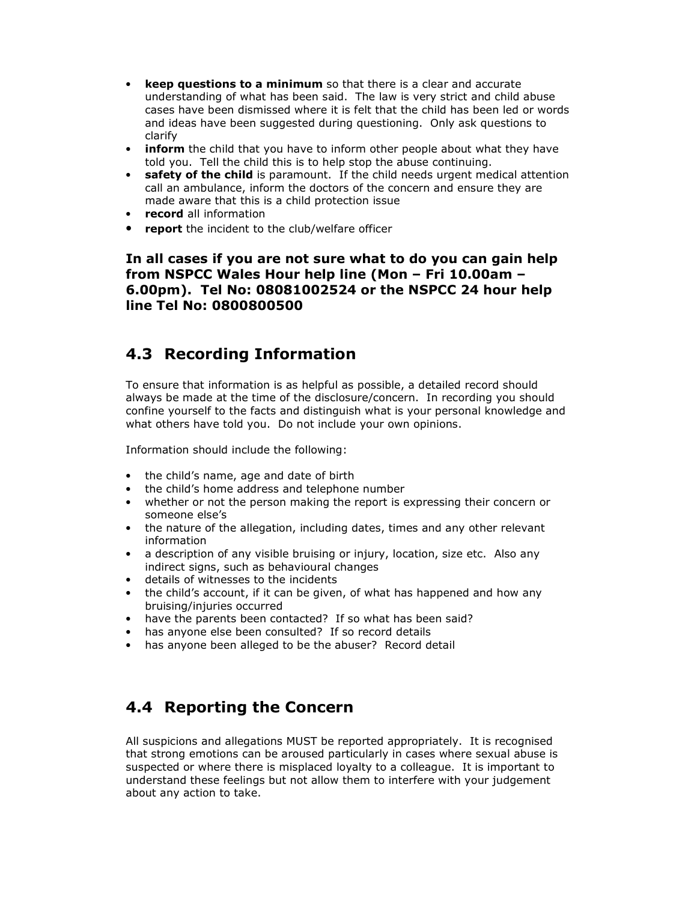- **keep questions to a minimum** so that there is a clear and accurate understanding of what has been said. The law is very strict and child abuse cases have been dismissed where it is felt that the child has been led or words and ideas have been suggested during questioning. Only ask questions to clarify
- **inform** the child that you have to inform other people about what they have told you. Tell the child this is to help stop the abuse continuing.
- **safety of the child** is paramount. If the child needs urgent medical attention call an ambulance, inform the doctors of the concern and ensure they are made aware that this is a child protection issue
- **record** all information
- **report** the incident to the club/welfare officer

**In all cases if you are not sure what to do you can gain help from NSPCC Wales Hour help line (Mon – Fri 10.00am – 6.00pm). Tel No: 08081002524 or the NSPCC 24 hour help line Tel No: 0800800500**

## 4.3 Recording Information

To ensure that information is as helpful as possible, a detailed record should always be made at the time of the disclosure/concern. In recording you should confine yourself to the facts and distinguish what is your personal knowledge and what others have told you. Do not include your own opinions.

Information should include the following:

- the child's name, age and date of birth
- the child's home address and telephone number
- whether or not the person making the report is expressing their concern or someone else's
- the nature of the allegation, including dates, times and any other relevant information
- a description of any visible bruising or injury, location, size etc. Also any indirect signs, such as behavioural changes
- details of witnesses to the incidents
- the child's account, if it can be given, of what has happened and how any bruising/injuries occurred
- have the parents been contacted? If so what has been said?
- has anyone else been consulted? If so record details
- has anyone been alleged to be the abuser? Record detail

## 4.4 Reporting the Concern

All suspicions and allegations MUST be reported appropriately. It is recognised that strong emotions can be aroused particularly in cases where sexual abuse is suspected or where there is misplaced loyalty to a colleague. It is important to understand these feelings but not allow them to interfere with your judgement about any action to take.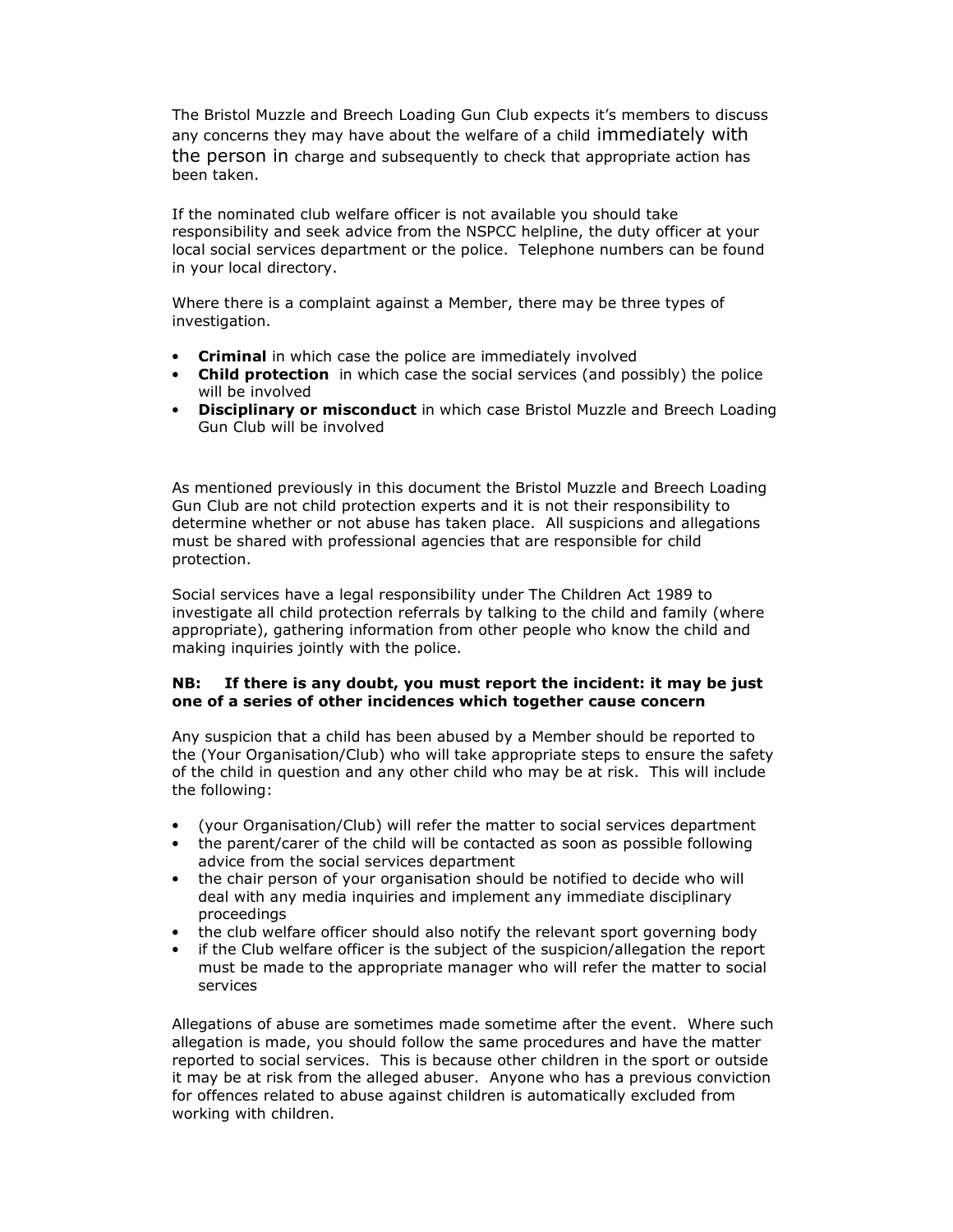The Bristol Muzzle and Breech Loading Gun Club expects it's members to discuss any concerns they may have about the welfare of a child immediately with the person in charge and subsequently to check that appropriate action has been taken.

If the nominated club welfare officer is not available you should take responsibility and seek advice from the NSPCC helpline, the duty officer at your local social services department or the police. Telephone numbers can be found in your local directory.

Where there is a complaint against a Member, there may be three types of investigation.

- **Criminal** in which case the police are immediately involved
- **Child protection** in which case the social services (and possibly) the police will be involved
- **Disciplinary or misconduct** in which case Bristol Muzzle and Breech Loading Gun Club will be involved

As mentioned previously in this document the Bristol Muzzle and Breech Loading Gun Club are not child protection experts and it is not their responsibility to determine whether or not abuse has taken place. All suspicions and allegations must be shared with professional agencies that are responsible for child protection.

Social services have a legal responsibility under The Children Act 1989 to investigate all child protection referrals by talking to the child and family (where appropriate), gathering information from other people who know the child and making inquiries jointly with the police.

**NB: If there is any doubt, you must report the incident: it may be just one of a series of other incidences which together cause concern**

Any suspicion that a child has been abused by a Member should be reported to the (Your Organisation/Club) who will take appropriate steps to ensure the safety of the child in question and any other child who may be at risk. This will include the following:

- (your Organisation/Club) will refer the matter to social services department
- the parent/carer of the child will be contacted as soon as possible following advice from the social services department
- the chair person of your organisation should be notified to decide who will deal with any media inquiries and implement any immediate disciplinary proceedings
- the club welfare officer should also notify the relevant sport governing body
- if the Club welfare officer is the subject of the suspicion/allegation the report must be made to the appropriate manager who will refer the matter to social services

Allegations of abuse are sometimes made sometime after the event. Where such allegation is made, you should follow the same procedures and have the matter reported to social services. This is because other children in the sport or outside it may be at risk from the alleged abuser. Anyone who has a previous conviction for offences related to abuse against children is automatically excluded from working with children.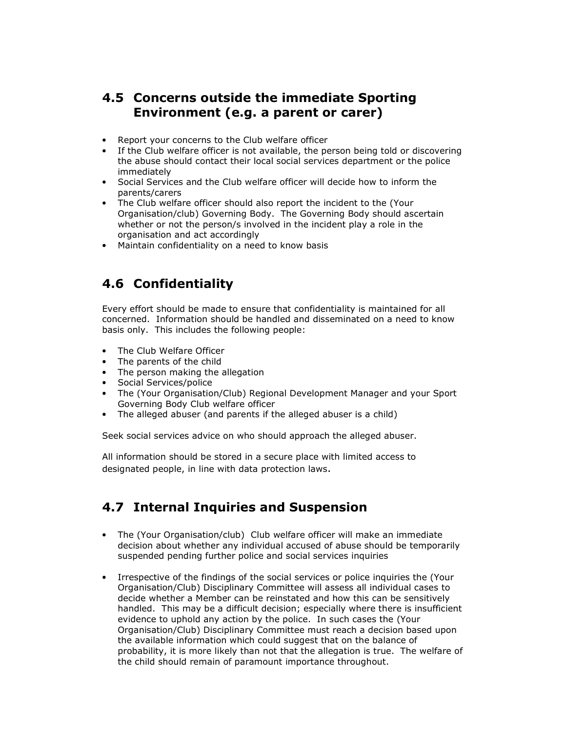## 4.5 Concerns outside the immediate Sporting Environment (e.g. a parent or carer)

- Report your concerns to the Club welfare officer
- If the Club welfare officer is not available, the person being told or discovering the abuse should contact their local social services department or the police immediately
- Social Services and the Club welfare officer will decide how to inform the parents/carers
- The Club welfare officer should also report the incident to the (Your Organisation/club) Governing Body. The Governing Body should ascertain whether or not the person/s involved in the incident play a role in the organisation and act accordingly
- Maintain confidentiality on a need to know basis

## 4.6 Confidentiality

Every effort should be made to ensure that confidentiality is maintained for all concerned. Information should be handled and disseminated on a need to know basis only. This includes the following people:

- The Club Welfare Officer
- The parents of the child
- The person making the allegation
- Social Services/police
- The (Your Organisation/Club) Regional Development Manager and your Sport Governing Body Club welfare officer
- The alleged abuser (and parents if the alleged abuser is a child)

Seek social services advice on who should approach the alleged abuser.

All information should be stored in a secure place with limited access to designated people, in line with data protection laws.

## 4.7 Internal Inquiries and Suspension

- The (Your Organisation/club) Club welfare officer will make an immediate decision about whether any individual accused of abuse should be temporarily suspended pending further police and social services inquiries

- Irrespective of the findings of the social services or police inquiries the (Your Organisation/Club) Disciplinary Committee will assess all individual cases to decide whether a Member can be reinstated and how this can be sensitively handled. This may be a difficult decision; especially where there is insufficient evidence to uphold any action by the police. In such cases the (Your Organisation/Club) Disciplinary Committee must reach a decision based upon the available information which could suggest that on the balance of probability, it is more likely than not that the allegation is true. The welfare of the child should remain of paramount importance throughout.